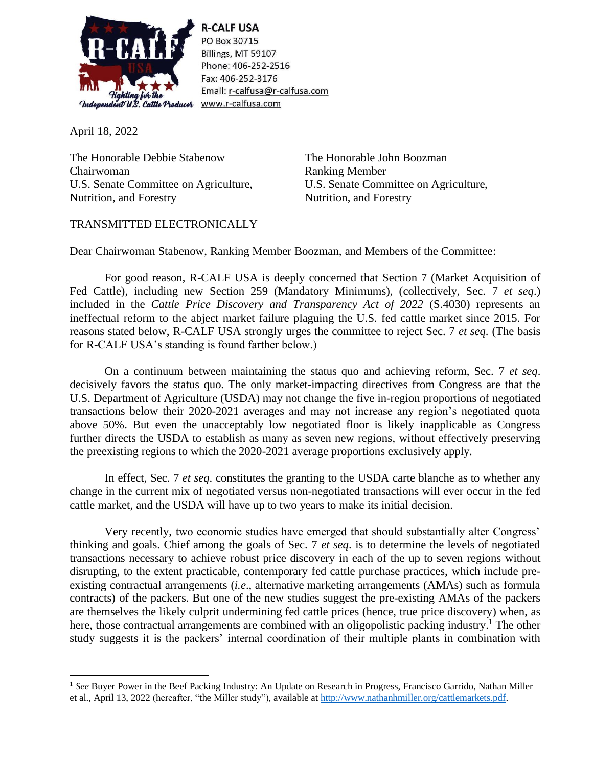R-CALF USA
PO Box 30715
Billings, MT 59107
Phone: 406-252-2516
Fax: 406-252-3176
Email: r-calfusa@r-calfusa.com
www.r-calfusa.com

April 18, 2022

The Honorable Debbie Stabenow
Chairwoman
U.S. Senate Committee on Agriculture, Nutrition, and Forestry

The Honorable John Boozman
Ranking Member
U.S. Senate Committee on Agriculture, Nutrition, and Forestry

TRANSMITTED ELECTRONICALLY

Dear Chairwoman Stabenow, Ranking Member Boozman, and Members of the Committee:

For good reason, R-CALF USA is deeply concerned that Section 7 (Market Acquisition of Fed Cattle), including new Section 259 (Mandatory Minimums), (collectively, Sec. 7 *et seq.*) included in the *Cattle Price Discovery and Transparency Act of 2022* (S.4030) represents an ineffectual reform to the abject market failure plaguing the U.S. fed cattle market since 2015. For reasons stated below, R-CALF USA strongly urges the committee to reject Sec. 7 *et seq.* (The basis for R-CALF USA's standing is found farther below.)

On a continuum between maintaining the status quo and achieving reform, Sec. 7 *et seq.* decisively favors the status quo. The only market-impacting directives from Congress are that the U.S. Department of Agriculture (USDA) may not change the five in-region proportions of negotiated transactions below their 2020-2021 averages and may not increase any region's negotiated quota above 50%. But even the unacceptably low negotiated floor is likely inapplicable as Congress further directs the USDA to establish as many as seven new regions, without effectively preserving the preexisting regions to which the 2020-2021 average proportions exclusively apply.

In effect, Sec. 7 *et seq.* constitutes the granting to the USDA carte blanche as to whether any change in the current mix of negotiated versus non-negotiated transactions will ever occur in the fed cattle market, and the USDA will have up to two years to make its initial decision.

Very recently, two economic studies have emerged that should substantially alter Congress' thinking and goals. Chief among the goals of Sec. 7 *et seq.* is to determine the levels of negotiated transactions necessary to achieve robust price discovery in each of the up to seven regions without disrupting, to the extent practicable, contemporary fed cattle purchase practices, which include pre-existing contractual arrangements (*i.e.*, alternative marketing arrangements (AMAs) such as formula contracts) of the packers. But one of the new studies suggest the pre-existing AMAs of the packers are themselves the likely culprit undermining fed cattle prices (hence, true price discovery) when, as here, those contractual arrangements are combined with an oligopolistic packing industry.[1] The other study suggests it is the packers' internal coordination of their multiple plants in combination with

[1] *See* Buyer Power in the Beef Packing Industry: An Update on Research in Progress, Francisco Garrido, Nathan Miller et al., April 13, 2022 (hereafter, "the Miller study"), available at http://www.nathanhmiller.org/cattlemarkets.pdf.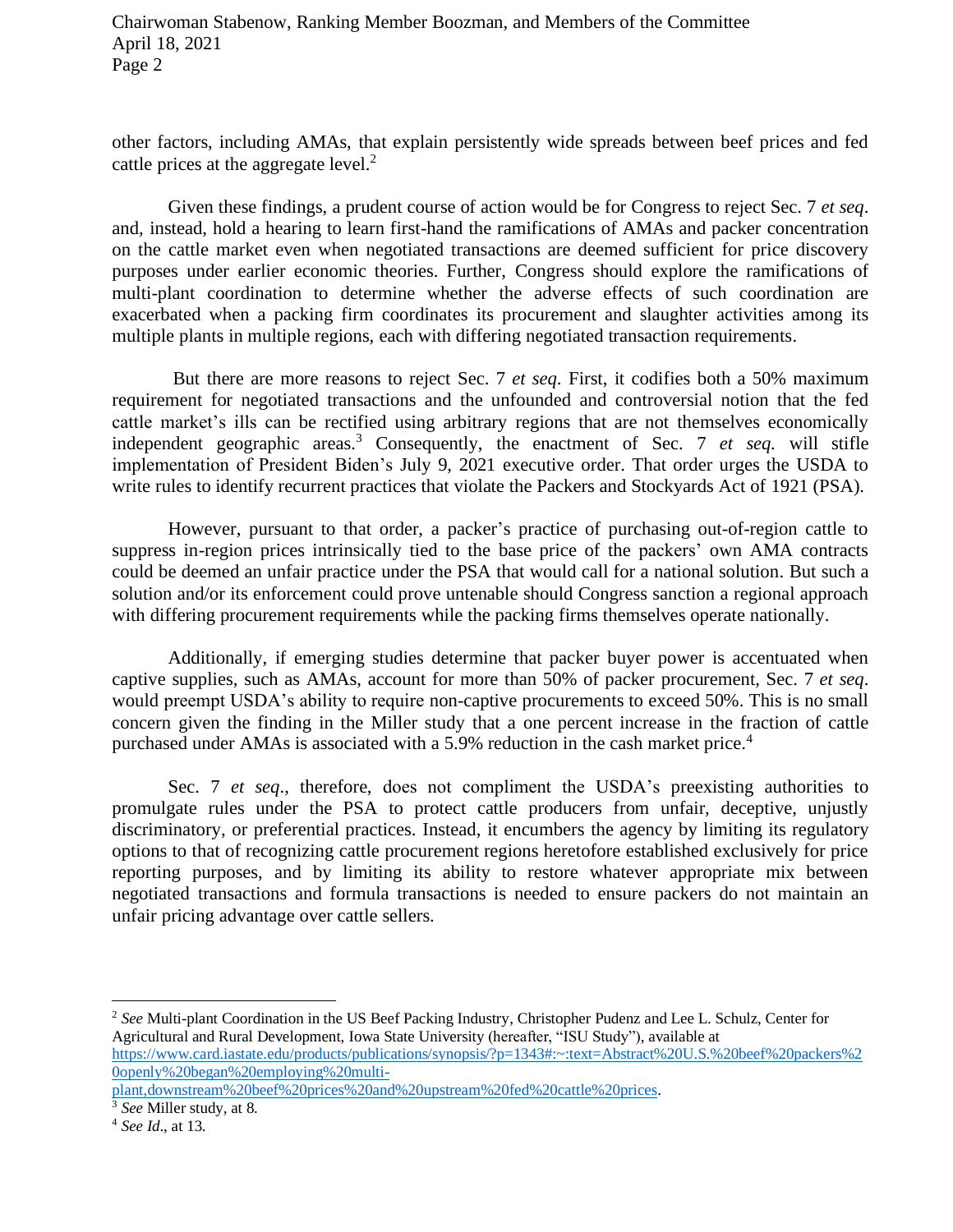other factors, including AMAs, that explain persistently wide spreads between beef prices and fed cattle prices at the aggregate level.[2]

Given these findings, a prudent course of action would be for Congress to reject Sec. 7 *et seq*. and, instead, hold a hearing to learn first-hand the ramifications of AMAs and packer concentration on the cattle market even when negotiated transactions are deemed sufficient for price discovery purposes under earlier economic theories. Further, Congress should explore the ramifications of multi-plant coordination to determine whether the adverse effects of such coordination are exacerbated when a packing firm coordinates its procurement and slaughter activities among its multiple plants in multiple regions, each with differing negotiated transaction requirements.

But there are more reasons to reject Sec. 7 *et seq*. First, it codifies both a 50% maximum requirement for negotiated transactions and the unfounded and controversial notion that the fed cattle market's ills can be rectified using arbitrary regions that are not themselves economically independent geographic areas.[3] Consequently, the enactment of Sec. 7 *et seq.* will stifle implementation of President Biden's July 9, 2021 executive order. That order urges the USDA to write rules to identify recurrent practices that violate the Packers and Stockyards Act of 1921 (PSA).

However, pursuant to that order, a packer's practice of purchasing out-of-region cattle to suppress in-region prices intrinsically tied to the base price of the packers' own AMA contracts could be deemed an unfair practice under the PSA that would call for a national solution. But such a solution and/or its enforcement could prove untenable should Congress sanction a regional approach with differing procurement requirements while the packing firms themselves operate nationally.

Additionally, if emerging studies determine that packer buyer power is accentuated when captive supplies, such as AMAs, account for more than 50% of packer procurement, Sec. 7 *et seq*. would preempt USDA's ability to require non-captive procurements to exceed 50%. This is no small concern given the finding in the Miller study that a one percent increase in the fraction of cattle purchased under AMAs is associated with a 5.9% reduction in the cash market price.[4]

Sec. 7 *et seq*., therefore, does not compliment the USDA's preexisting authorities to promulgate rules under the PSA to protect cattle producers from unfair, deceptive, unjustly discriminatory, or preferential practices. Instead, it encumbers the agency by limiting its regulatory options to that of recognizing cattle procurement regions heretofore established exclusively for price reporting purposes, and by limiting its ability to restore whatever appropriate mix between negotiated transactions and formula transactions is needed to ensure packers do not maintain an unfair pricing advantage over cattle sellers.

---

[2] *See* Multi-plant Coordination in the US Beef Packing Industry, Christopher Pudenz and Lee L. Schulz, Center for Agricultural and Rural Development, Iowa State University (hereafter, "ISU Study"), available at https://www.card.iastate.edu/products/publications/synopsis/?p=1343#:~:text=Abstract%20U.S.%20beef%20packers%20openly%20began%20employing%20multi-plant,downstream%20beef%20prices%20and%20upstream%20fed%20cattle%20prices.

[3] *See* Miller study, at 8.

[4] *See Id*., at 13.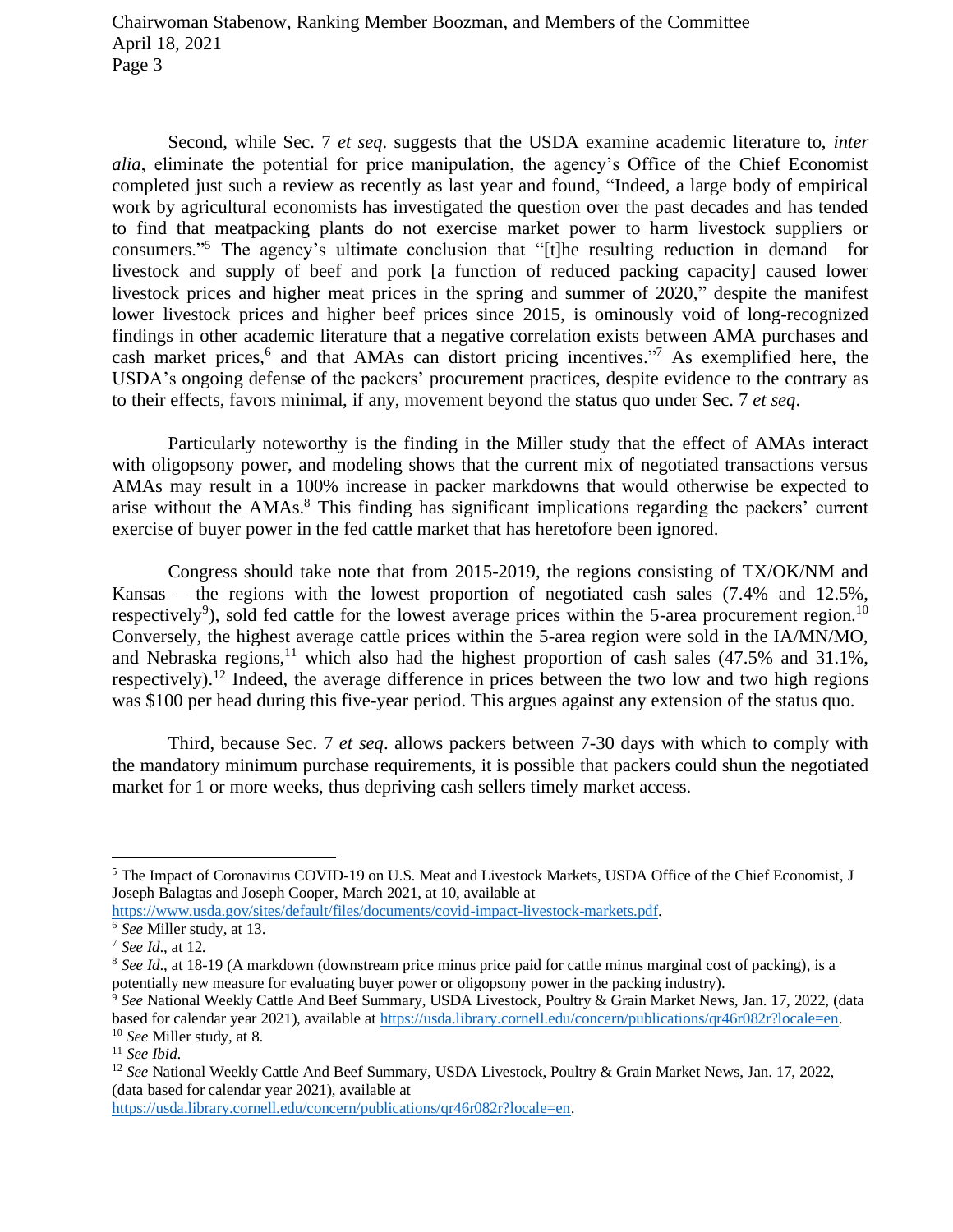Second, while Sec. 7 *et seq*. suggests that the USDA examine academic literature to, *inter alia*, eliminate the potential for price manipulation, the agency's Office of the Chief Economist completed just such a review as recently as last year and found, "Indeed, a large body of empirical work by agricultural economists has investigated the question over the past decades and has tended to find that meatpacking plants do not exercise market power to harm livestock suppliers or consumers."[5] The agency's ultimate conclusion that "[t]he resulting reduction in demand for livestock and supply of beef and pork [a function of reduced packing capacity] caused lower livestock prices and higher meat prices in the spring and summer of 2020," despite the manifest lower livestock prices and higher beef prices since 2015, is ominously void of long-recognized findings in other academic literature that a negative correlation exists between AMA purchases and cash market prices,[6] and that AMAs can distort pricing incentives."[7] As exemplified here, the USDA's ongoing defense of the packers' procurement practices, despite evidence to the contrary as to their effects, favors minimal, if any, movement beyond the status quo under Sec. 7 *et seq*.

Particularly noteworthy is the finding in the Miller study that the effect of AMAs interact with oligopsony power, and modeling shows that the current mix of negotiated transactions versus AMAs may result in a 100% increase in packer markdowns that would otherwise be expected to arise without the AMAs.[8] This finding has significant implications regarding the packers' current exercise of buyer power in the fed cattle market that has heretofore been ignored.

Congress should take note that from 2015-2019, the regions consisting of TX/OK/NM and Kansas – the regions with the lowest proportion of negotiated cash sales (7.4% and 12.5%, respectively[9]), sold fed cattle for the lowest average prices within the 5-area procurement region.[10] Conversely, the highest average cattle prices within the 5-area region were sold in the IA/MN/MO, and Nebraska regions,[11] which also had the highest proportion of cash sales (47.5% and 31.1%, respectively).[12] Indeed, the average difference in prices between the two low and two high regions was $100 per head during this five-year period. This argues against any extension of the status quo.

Third, because Sec. 7 *et seq*. allows packers between 7-30 days with which to comply with the mandatory minimum purchase requirements, it is possible that packers could shun the negotiated market for 1 or more weeks, thus depriving cash sellers timely market access.

---

[5] The Impact of Coronavirus COVID-19 on U.S. Meat and Livestock Markets, USDA Office of the Chief Economist, J Joseph Balagtas and Joseph Cooper, March 2021, at 10, available at https://www.usda.gov/sites/default/files/documents/covid-impact-livestock-markets.pdf.

[6] *See* Miller study, at 13.

[7] *See Id*., at 12.

[8] *See Id*., at 18-19 (A markdown (downstream price minus price paid for cattle minus marginal cost of packing), is a potentially new measure for evaluating buyer power or oligopsony power in the packing industry).

[9] *See* National Weekly Cattle And Beef Summary, USDA Livestock, Poultry & Grain Market News, Jan. 17, 2022, (data based for calendar year 2021), available at https://usda.library.cornell.edu/concern/publications/qr46r082r?locale=en.

[10] *See* Miller study, at 8.

[11] *See Ibid*.

[12] *See* National Weekly Cattle And Beef Summary, USDA Livestock, Poultry & Grain Market News, Jan. 17, 2022, (data based for calendar year 2021), available at https://usda.library.cornell.edu/concern/publications/qr46r082r?locale=en.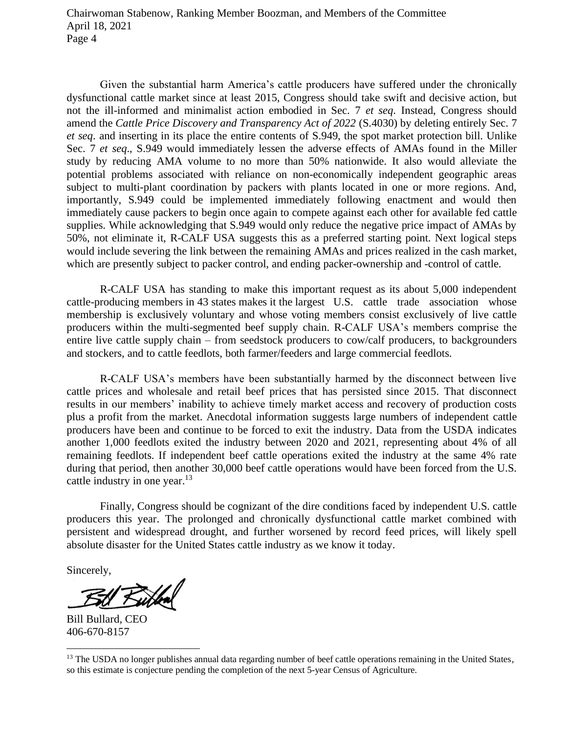Given the substantial harm America's cattle producers have suffered under the chronically dysfunctional cattle market since at least 2015, Congress should take swift and decisive action, but not the ill-informed and minimalist action embodied in Sec. 7 *et seq*. Instead, Congress should amend the *Cattle Price Discovery and Transparency Act of 2022* (S.4030) by deleting entirely Sec. 7 *et seq*. and inserting in its place the entire contents of S.949, the spot market protection bill. Unlike Sec. 7 *et seq*., S.949 would immediately lessen the adverse effects of AMAs found in the Miller study by reducing AMA volume to no more than 50% nationwide. It also would alleviate the potential problems associated with reliance on non-economically independent geographic areas subject to multi-plant coordination by packers with plants located in one or more regions. And, importantly, S.949 could be implemented immediately following enactment and would then immediately cause packers to begin once again to compete against each other for available fed cattle supplies. While acknowledging that S.949 would only reduce the negative price impact of AMAs by 50%, not eliminate it, R-CALF USA suggests this as a preferred starting point. Next logical steps would include severing the link between the remaining AMAs and prices realized in the cash market, which are presently subject to packer control, and ending packer-ownership and -control of cattle.

R-CALF USA has standing to make this important request as its about 5,000 independent cattle-producing members in 43 states makes it the largest U.S. cattle trade association whose membership is exclusively voluntary and whose voting members consist exclusively of live cattle producers within the multi-segmented beef supply chain. R-CALF USA's members comprise the entire live cattle supply chain – from seedstock producers to cow/calf producers, to backgrounders and stockers, and to cattle feedlots, both farmer/feeders and large commercial feedlots.

R-CALF USA's members have been substantially harmed by the disconnect between live cattle prices and wholesale and retail beef prices that has persisted since 2015. That disconnect results in our members' inability to achieve timely market access and recovery of production costs plus a profit from the market. Anecdotal information suggests large numbers of independent cattle producers have been and continue to be forced to exit the industry. Data from the USDA indicates another 1,000 feedlots exited the industry between 2020 and 2021, representing about 4% of all remaining feedlots. If independent beef cattle operations exited the industry at the same 4% rate during that period, then another 30,000 beef cattle operations would have been forced from the U.S. cattle industry in one year.[13]

Finally, Congress should be cognizant of the dire conditions faced by independent U.S. cattle producers this year. The prolonged and chronically dysfunctional cattle market combined with persistent and widespread drought, and further worsened by record feed prices, will likely spell absolute disaster for the United States cattle industry as we know it today.

Sincerely,

Bill Bullard, CEO
406-670-8157

[13] The USDA no longer publishes annual data regarding number of beef cattle operations remaining in the United States, so this estimate is conjecture pending the completion of the next 5-year Census of Agriculture.